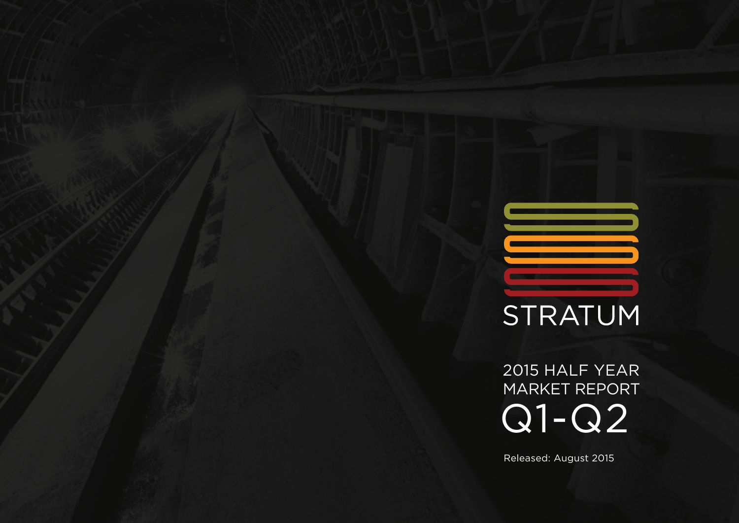# STRATUM

## 2015 HALF YEAR MARKET REPORT

# Q1-Q2

Released: August 2015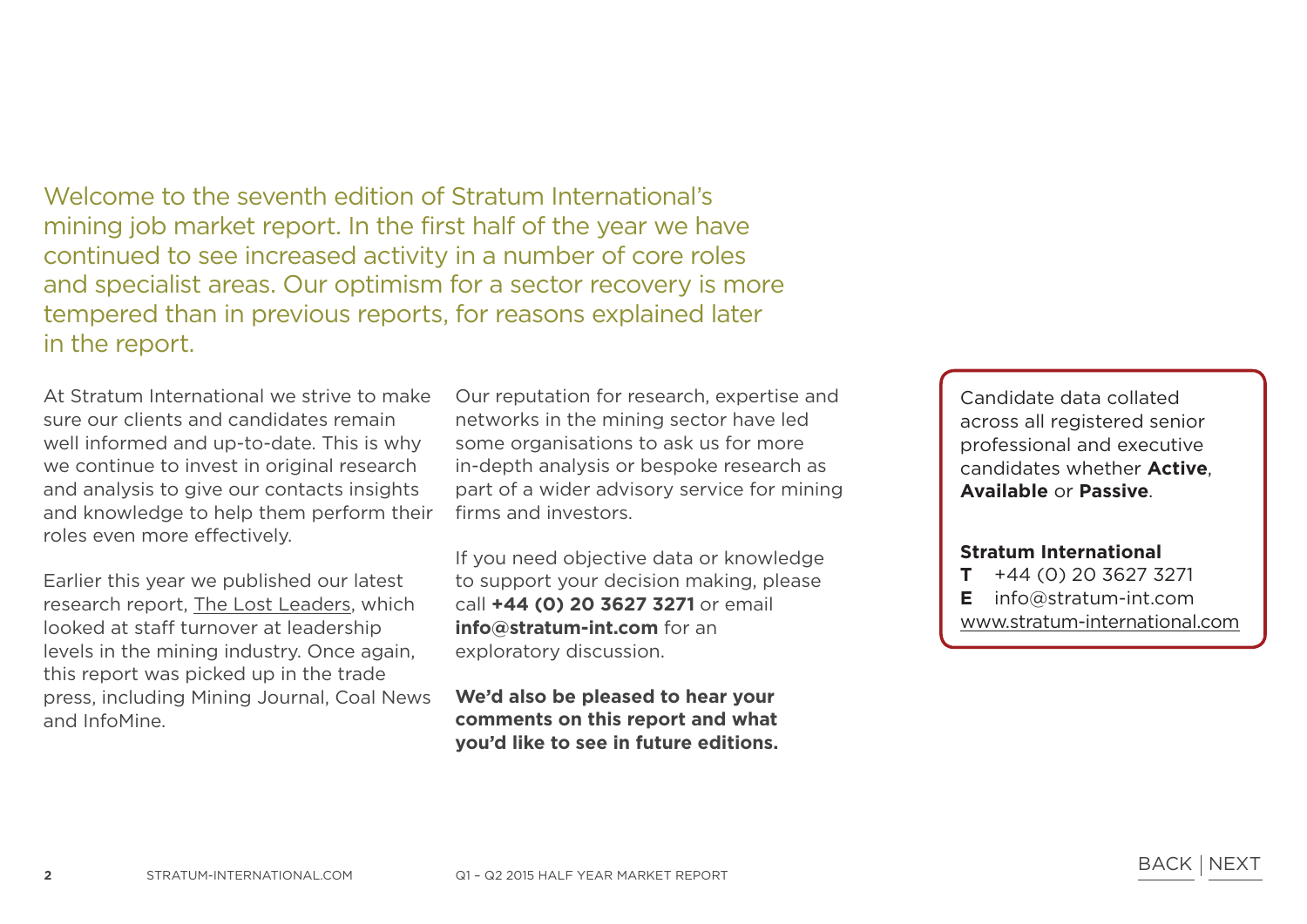Welcome to the seventh edition of Stratum International's mining job market report. In the first half of the year we have continued to see increased activity in a number of core roles and specialist areas. Our optimism for a sector recovery is more tempered than in previous reports, for reasons explained later in the report.

At Stratum International we strive to make sure our clients and candidates remain well informed and up-to-date. This is why we continue to invest in original research and analysis to give our contacts insights and knowledge to help them perform their roles even more effectively.

Earlier this year we published our latest research report, The Lost Leaders, which looked at staff turnover at leadership levels in the mining industry. Once again, this report was picked up in the trade press, including Mining Journal, Coal News and InfoMine.

Our reputation for research, expertise and networks in the mining sector have led some organisations to ask us for more in-depth analysis or bespoke research as part of a wider advisory service for mining firms and investors.

If you need objective data or knowledge to support your decision making, please call **+44 (0) 20 3627 3271** or email **info@stratum-int.com** for an exploratory discussion.

**We'd also be pleased to hear your comments on this report and what you'd like to see in future editions.**

Candidate data collated across all registered senior professional and executive candidates whether **Active**, **Available** or **Passive**.

**Stratum International**
**T** +44 (0) 20 3627 3271
**E** info@stratum-int.com
www.stratum-international.com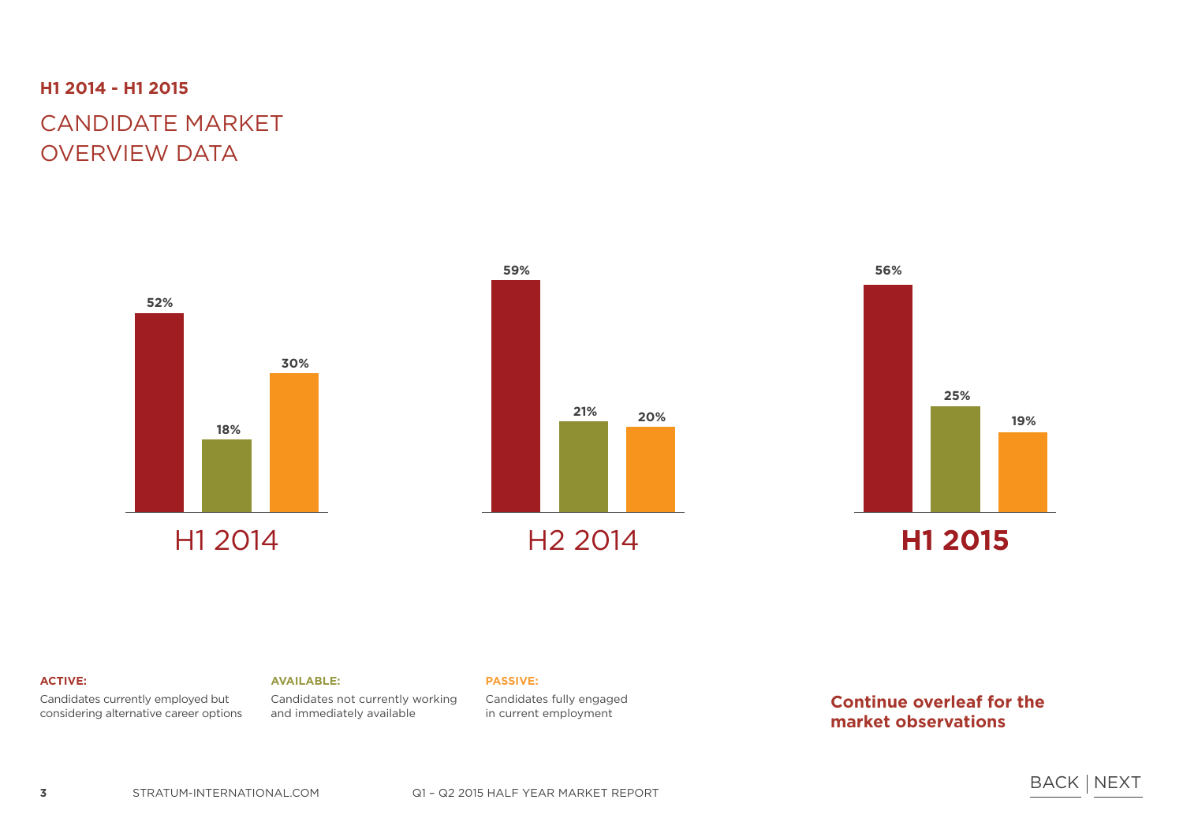**H1 2014 - H1 2015**

# CANDIDATE MARKET OVERVIEW DATA

| | Active | Available | Passive |
|---|---|---|---|
| H1 2014 | 52% | 18% | 30% |
| H2 2014 | 59% | 21% | 20% |
| **H1 2015** | 56% | 25% | 19% |

**ACTIVE:**
Candidates currently employed but considering alternative career options

**AVAILABLE:**
Candidates not currently working and immediately available

**PASSIVE:**
Candidates fully engaged in current employment

**Continue overleaf for the market observations**

BACK | NEXT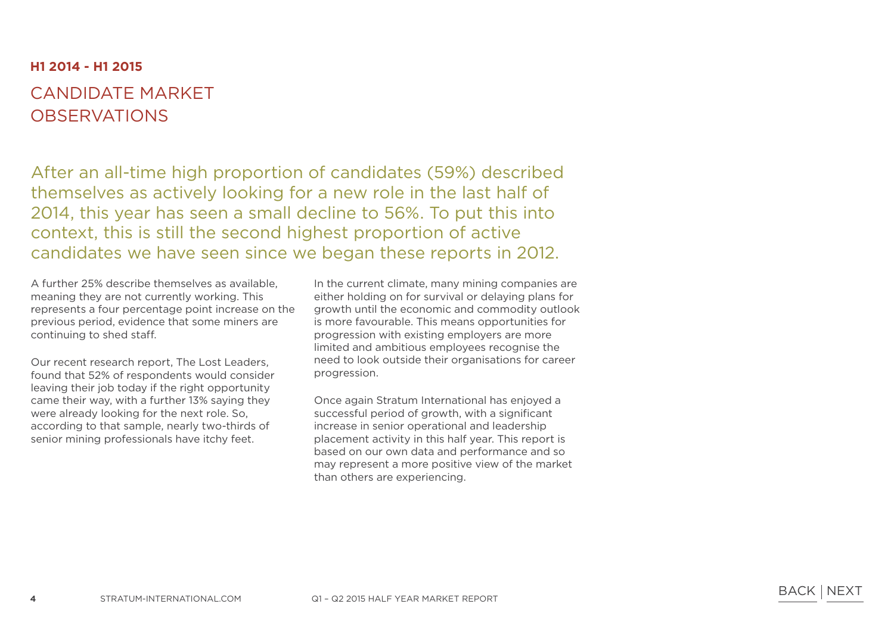**H1 2014 - H1 2015**

# CANDIDATE MARKET OBSERVATIONS

After an all-time high proportion of candidates (59%) described themselves as actively looking for a new role in the last half of 2014, this year has seen a small decline to 56%. To put this into context, this is still the second highest proportion of active candidates we have seen since we began these reports in 2012.

A further 25% describe themselves as available, meaning they are not currently working. This represents a four percentage point increase on the previous period, evidence that some miners are continuing to shed staff.

Our recent research report, The Lost Leaders, found that 52% of respondents would consider leaving their job today if the right opportunity came their way, with a further 13% saying they were already looking for the next role. So, according to that sample, nearly two-thirds of senior mining professionals have itchy feet.

In the current climate, many mining companies are either holding on for survival or delaying plans for growth until the economic and commodity outlook is more favourable. This means opportunities for progression with existing employers are more limited and ambitious employees recognise the need to look outside their organisations for career progression.

Once again Stratum International has enjoyed a successful period of growth, with a significant increase in senior operational and leadership placement activity in this half year. This report is based on our own data and performance and so may represent a more positive view of the market than others are experiencing.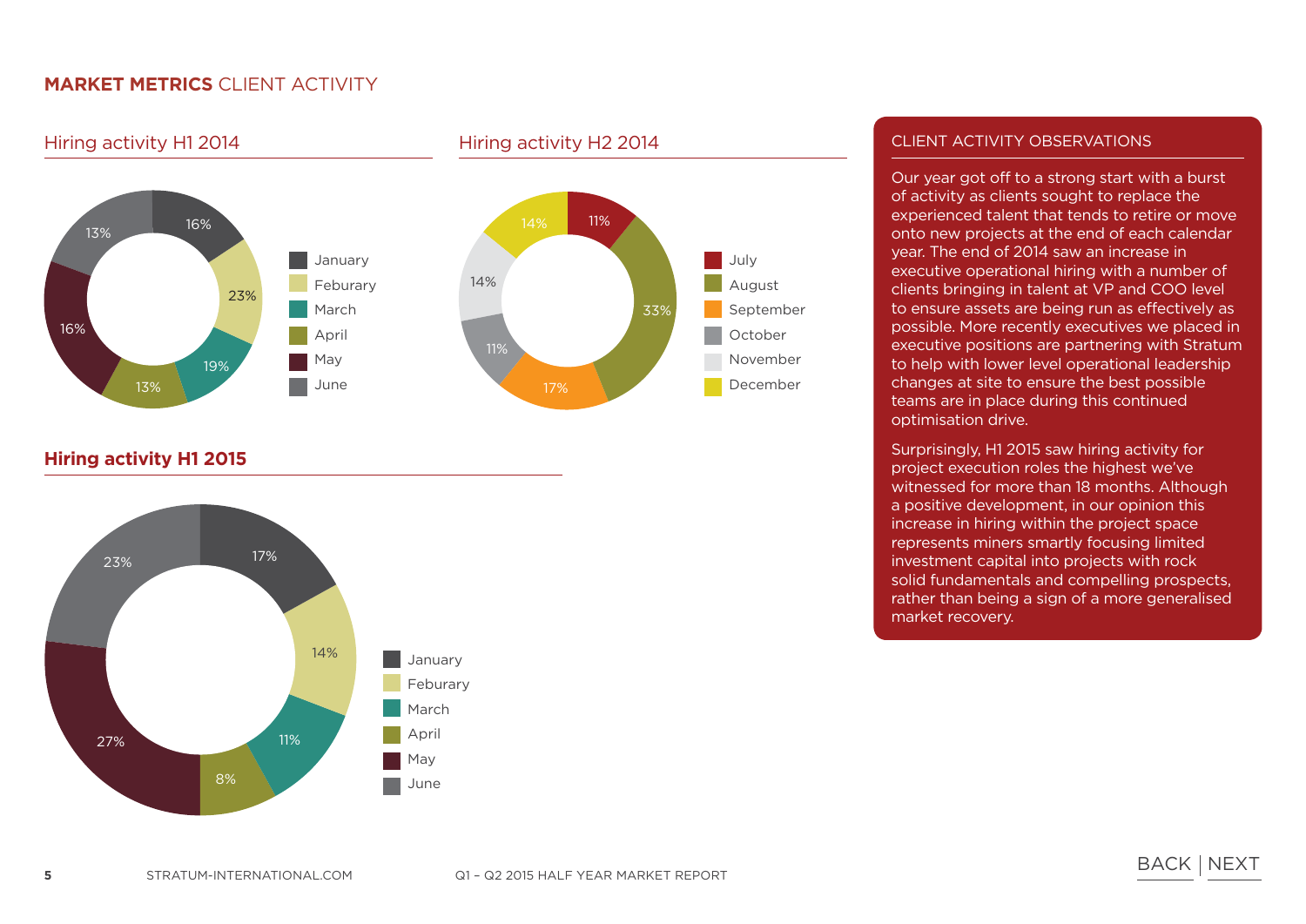# **MARKET METRICS** CLIENT ACTIVITY

## Hiring activity H1 2014

| Month | Share |
|---|---|
| January | 16% |
| Feburary | 23% |
| March | 19% |
| April | 13% |
| May | 16% |
| June | 13% |

## Hiring activity H2 2014

| Month | Share |
|---|---|
| July | 11% |
| August | 33% |
| September | 17% |
| October | 11% |
| November | 14% |
| December | 14% |

## **Hiring activity H1 2015**

| Month | Share |
|---|---|
| January | 17% |
| Feburary | 14% |
| March | 11% |
| April | 8% |
| May | 27% |
| June | 23% |

### CLIENT ACTIVITY OBSERVATIONS

Our year got off to a strong start with a burst of activity as clients sought to replace the experienced talent that tends to retire or move onto new projects at the end of each calendar year. The end of 2014 saw an increase in executive operational hiring with a number of clients bringing in talent at VP and COO level to ensure assets are being run as effectively as possible. More recently executives we placed in executive positions are partnering with Stratum to help with lower level operational leadership changes at site to ensure the best possible teams are in place during this continued optimisation drive.

Surprisingly, H1 2015 saw hiring activity for project execution roles the highest we've witnessed for more than 18 months. Although a positive development, in our opinion this increase in hiring within the project space represents miners smartly focusing limited investment capital into projects with rock solid fundamentals and compelling prospects, rather than being a sign of a more generalised market recovery.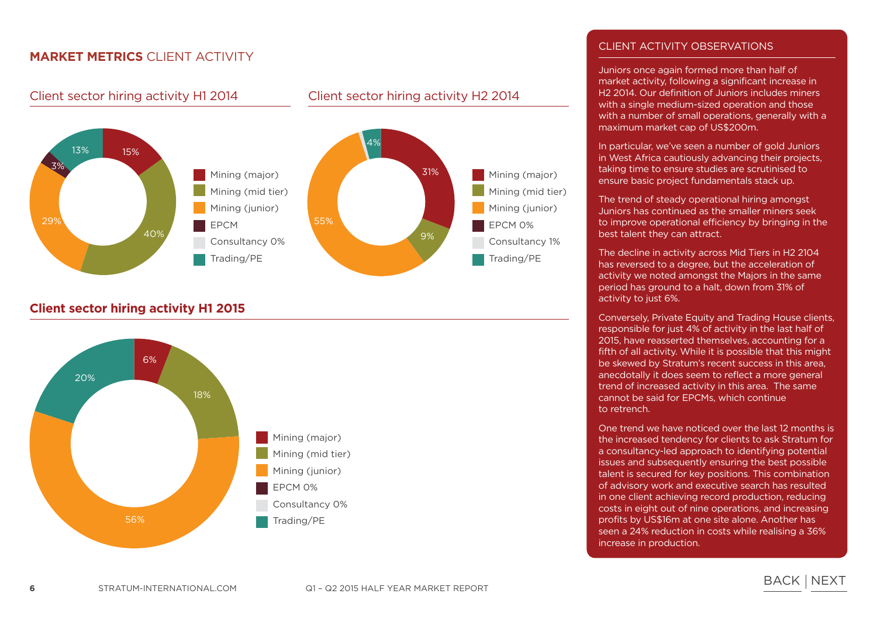## MARKET METRICS CLIENT ACTIVITY

### Client sector hiring activity H1 2014

| Sector | Share |
|---|---|
| Mining (major) | 15% |
| Mining (mid tier) | 40% |
| Mining (junior) | 29% |
| EPCM | 3% |
| Consultancy | 0% |
| Trading/PE | 13% |

### Client sector hiring activity H2 2014

| Sector | Share |
|---|---|
| Mining (major) | 31% |
| Mining (mid tier) | 9% |
| Mining (junior) | 55% |
| EPCM | 0% |
| Consultancy | 1% |
| Trading/PE | 4% |

### Client sector hiring activity H1 2015

| Sector | Share |
|---|---|
| Mining (major) | 6% |
| Mining (mid tier) | 18% |
| Mining (junior) | 56% |
| EPCM | 0% |
| Consultancy | 0% |
| Trading/PE | 20% |

## CLIENT ACTIVITY OBSERVATIONS

Juniors once again formed more than half of market activity, following a significant increase in H2 2014. Our definition of Juniors includes miners with a single medium-sized operation and those with a number of small operations, generally with a maximum market cap of US$200m.

In particular, we've seen a number of gold Juniors in West Africa cautiously advancing their projects, taking time to ensure studies are scrutinised to ensure basic project fundamentals stack up.

The trend of steady operational hiring amongst Juniors has continued as the smaller miners seek to improve operational efficiency by bringing in the best talent they can attract.

The decline in activity across Mid Tiers in H2 2104 has reversed to a degree, but the acceleration of activity we noted amongst the Majors in the same period has ground to a halt, down from 31% of activity to just 6%.

Conversely, Private Equity and Trading House clients, responsible for just 4% of activity in the last half of 2015, have reasserted themselves, accounting for a fifth of all activity. While it is possible that this might be skewed by Stratum's recent success in this area, anecdotally it does seem to reflect a more general trend of increased activity in this area. The same cannot be said for EPCMs, which continue to retrench.

One trend we have noticed over the last 12 months is the increased tendency for clients to ask Stratum for a consultancy-led approach to identifying potential issues and subsequently ensuring the best possible talent is secured for key positions. This combination of advisory work and executive search has resulted in one client achieving record production, reducing costs in eight out of nine operations, and increasing profits by US$16m at one site alone. Another has seen a 24% reduction in costs while realising a 36% increase in production.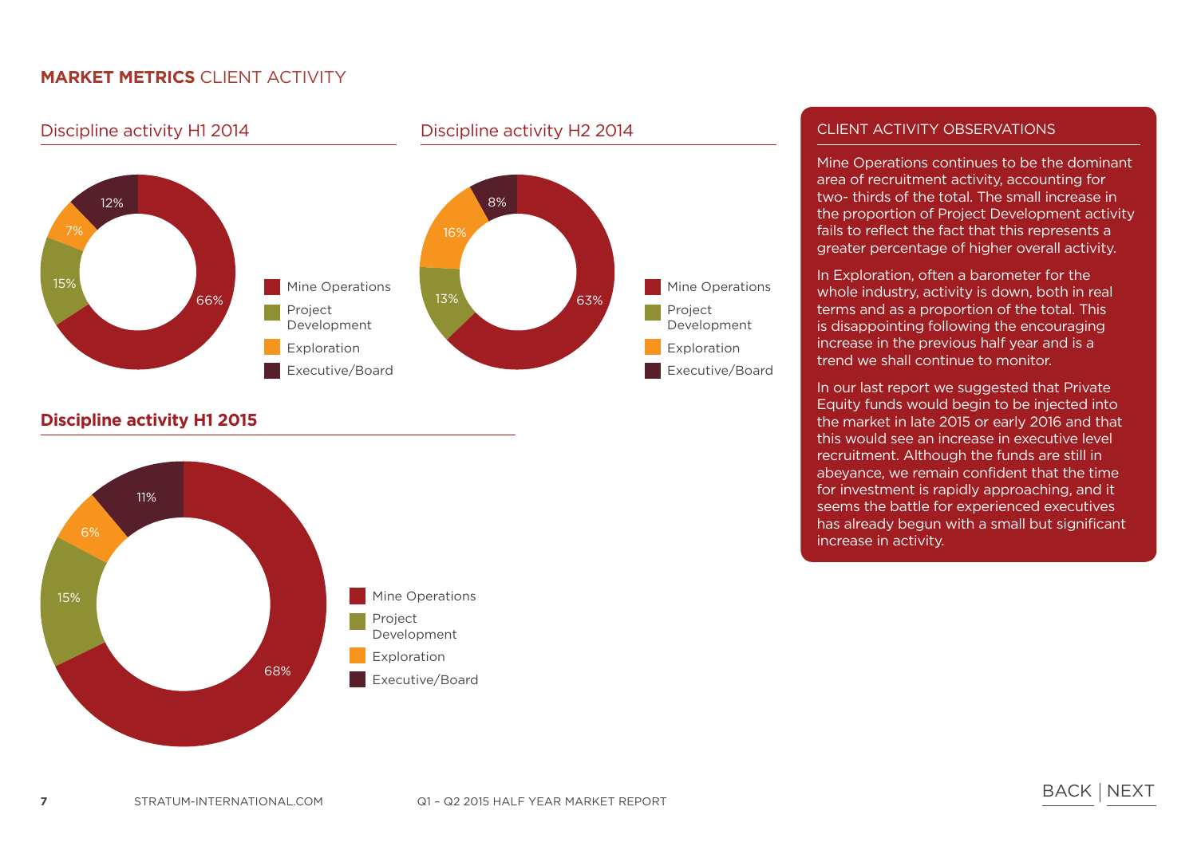# **MARKET METRICS** CLIENT ACTIVITY

## Discipline activity H1 2014

| Discipline | Share |
|---|---|
| Mine Operations | 66% |
| Project Development | 15% |
| Exploration | 7% |
| Executive/Board | 12% |

## Discipline activity H2 2014

| Discipline | Share |
|---|---|
| Mine Operations | 63% |
| Project Development | 13% |
| Exploration | 16% |
| Executive/Board | 8% |

## **Discipline activity H1 2015**

| Discipline | Share |
|---|---|
| Mine Operations | 68% |
| Project Development | 15% |
| Exploration | 6% |
| Executive/Board | 11% |

### CLIENT ACTIVITY OBSERVATIONS

Mine Operations continues to be the dominant area of recruitment activity, accounting for two- thirds of the total. The small increase in the proportion of Project Development activity fails to reflect the fact that this represents a greater percentage of higher overall activity.

In Exploration, often a barometer for the whole industry, activity is down, both in real terms and as a proportion of the total. This is disappointing following the encouraging increase in the previous half year and is a trend we shall continue to monitor.

In our last report we suggested that Private Equity funds would begin to be injected into the market in late 2015 or early 2016 and that this would see an increase in executive level recruitment. Although the funds are still in abeyance, we remain confident that the time for investment is rapidly approaching, and it seems the battle for experienced executives has already begun with a small but significant increase in activity.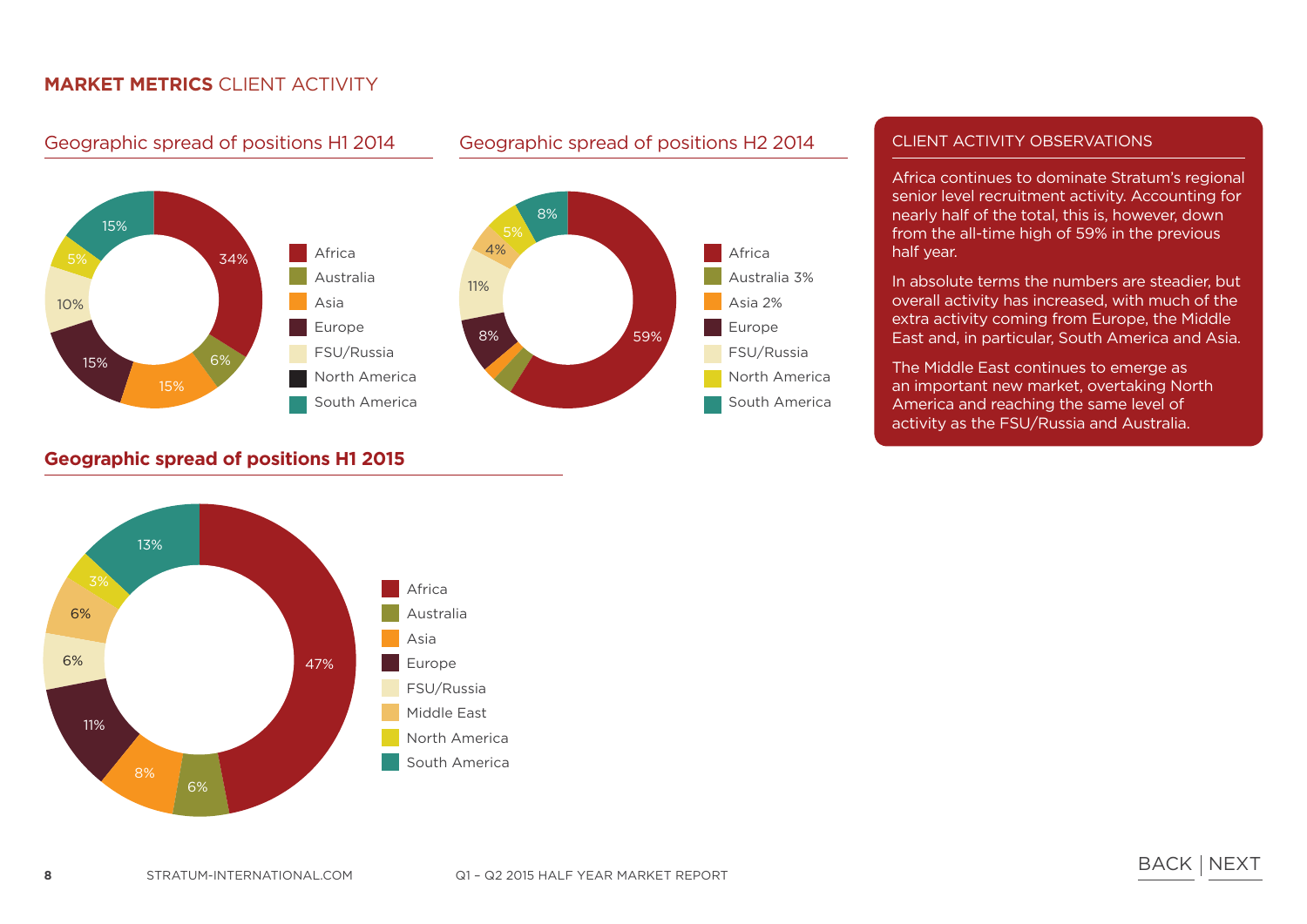## MARKET METRICS CLIENT ACTIVITY

### Geographic spread of positions H1 2014

| Region | Share |
|---|---|
| Africa | 34% |
| Australia | 6% |
| Asia | 15% |
| Europe | 15% |
| FSU/Russia | 10% |
| North America | 5% |
| South America | 15% |

### Geographic spread of positions H2 2014

| Region | Share |
|---|---|
| Africa | 59% |
| Australia 3% | |
| Asia 2% | |
| Europe | 8% |
| FSU/Russia | 11% |
| | 4% |
| North America | 5% |
| South America | 8% |

### CLIENT ACTIVITY OBSERVATIONS

Africa continues to dominate Stratum's regional senior level recruitment activity. Accounting for nearly half of the total, this is, however, down from the all-time high of 59% in the previous half year.

In absolute terms the numbers are steadier, but overall activity has increased, with much of the extra activity coming from Europe, the Middle East and, in particular, South America and Asia.

The Middle East continues to emerge as an important new market, overtaking North America and reaching the same level of activity as the FSU/Russia and Australia.

### Geographic spread of positions H1 2015

| Region | Share |
|---|---|
| Africa | 47% |
| Australia | 6% |
| Asia | 8% |
| Europe | 11% |
| FSU/Russia | 6% |
| Middle East | 6% |
| North America | 3% |
| South America | 13% |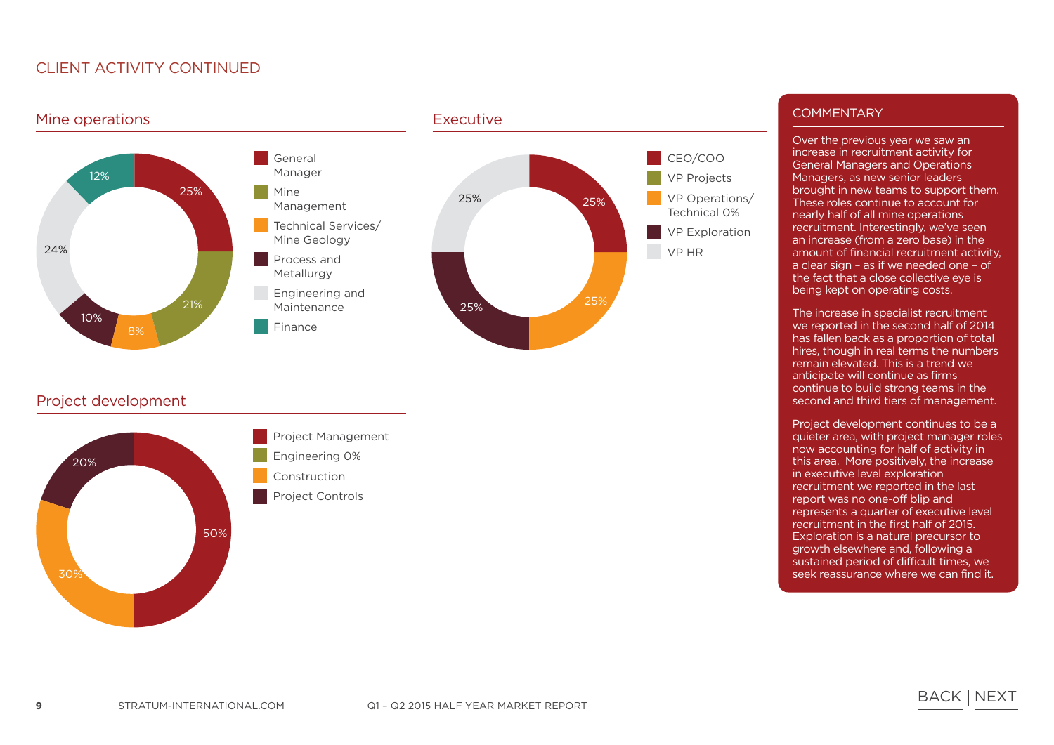# CLIENT ACTIVITY CONTINUED

## Mine operations

| Role | % |
|---|---|
| General Manager | 25% |
| Mine Management | 21% |
| Technical Services/ Mine Geology | 8% |
| Process and Metallurgy | 10% |
| Engineering and Maintenance | 24% |
| Finance | 12% |

## Executive

| Role | % |
|---|---|
| CEO/COO | 25% |
| VP Projects | 25% |
| VP Operations/ Technical 0% | |
| VP Exploration | 25% |
| VP HR | 25% |

## Project development

| Role | % |
|---|---|
| Project Management | 50% |
| Engineering 0% | |
| Construction | 30% |
| Project Controls | 20% |

## COMMENTARY

Over the previous year we saw an increase in recruitment activity for General Managers and Operations Managers, as new senior leaders brought in new teams to support them. These roles continue to account for nearly half of all mine operations recruitment. Interestingly, we've seen an increase (from a zero base) in the amount of financial recruitment activity, a clear sign – as if we needed one – of the fact that a close collective eye is being kept on operating costs.

The increase in specialist recruitment we reported in the second half of 2014 has fallen back as a proportion of total hires, though in real terms the numbers remain elevated. This is a trend we anticipate will continue as firms continue to build strong teams in the second and third tiers of management.

Project development continues to be a quieter area, with project manager roles now accounting for half of activity in this area. More positively, the increase in executive level exploration recruitment we reported in the last report was no one-off blip and represents a quarter of executive level recruitment in the first half of 2015. Exploration is a natural precursor to growth elsewhere and, following a sustained period of difficult times, we seek reassurance where we can find it.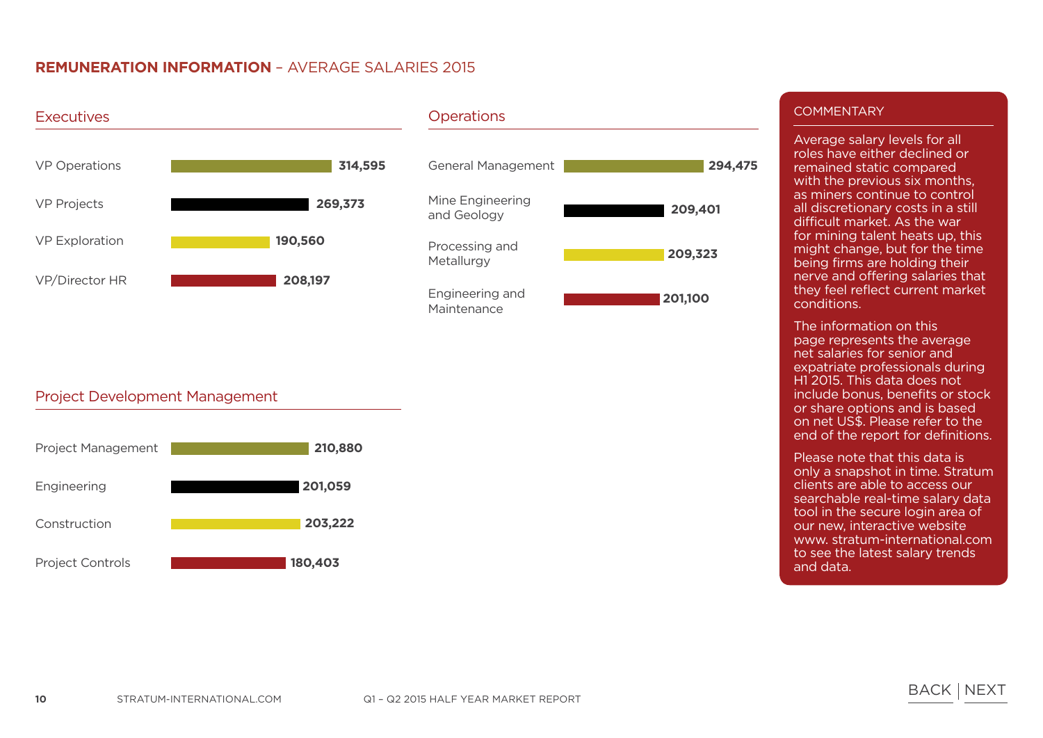# REMUNERATION INFORMATION – AVERAGE SALARIES 2015

## Executives

| Role | Average Salary |
|---|---|
| VP Operations | 314,595 |
| VP Projects | 269,373 |
| VP Exploration | 190,560 |
| VP/Director HR | 208,197 |

## Operations

| Role | Average Salary |
|---|---|
| General Management | 294,475 |
| Mine Engineering and Geology | 209,401 |
| Processing and Metallurgy | 209,323 |
| Engineering and Maintenance | 201,100 |

## Project Development Management

| Role | Average Salary |
|---|---|
| Project Management | 210,880 |
| Engineering | 201,059 |
| Construction | 203,222 |
| Project Controls | 180,403 |

## COMMENTARY

Average salary levels for all roles have either declined or remained static compared with the previous six months, as miners continue to control all discretionary costs in a still difficult market. As the war for mining talent heats up, this might change, but for the time being firms are holding their nerve and offering salaries that they feel reflect current market conditions.

The information on this page represents the average net salaries for senior and expatriate professionals during H1 2015. This data does not include bonus, benefits or stock or share options and is based on net US$. Please refer to the end of the report for definitions.

Please note that this data is only a snapshot in time. Stratum clients are able to access our searchable real-time salary data tool in the secure login area of our new, interactive website www. stratum-international.com to see the latest salary trends and data.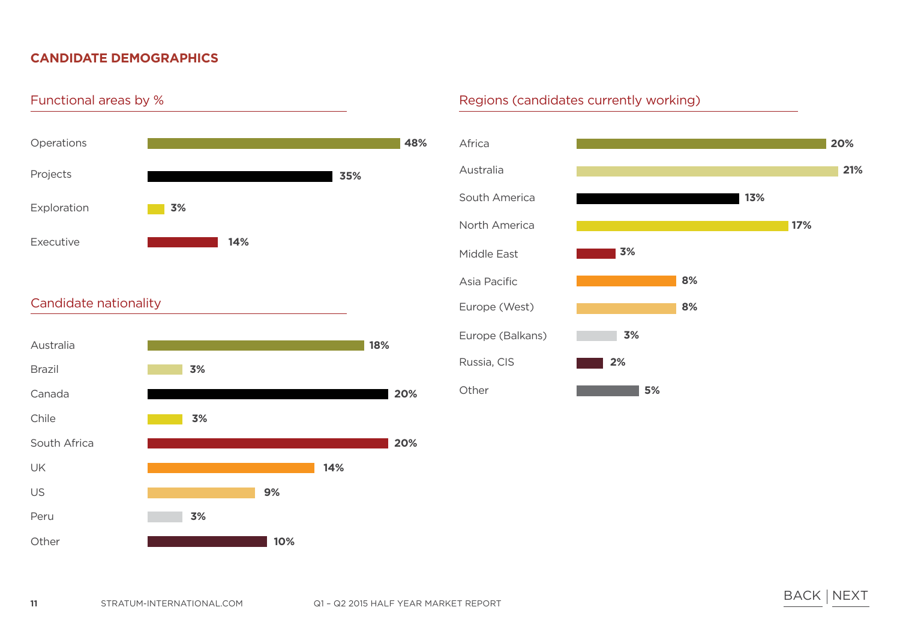## CANDIDATE DEMOGRAPHICS

### Functional areas by %

| Functional area | % |
|---|---|
| Operations | 48% |
| Projects | 35% |
| Exploration | 3% |
| Executive | 14% |

### Candidate nationality

| Nationality | % |
|---|---|
| Australia | 18% |
| Brazil | 3% |
| Canada | 20% |
| Chile | 3% |
| South Africa | 20% |
| UK | 14% |
| US | 9% |
| Peru | 3% |
| Other | 10% |

### Regions (candidates currently working)

| Region | % |
|---|---|
| Africa | 20% |
| Australia | 21% |
| South America | 13% |
| North America | 17% |
| Middle East | 3% |
| Asia Pacific | 8% |
| Europe (West) | 8% |
| Europe (Balkans) | 3% |
| Russia, CIS | 2% |
| Other | 5% |

BACK | NEXT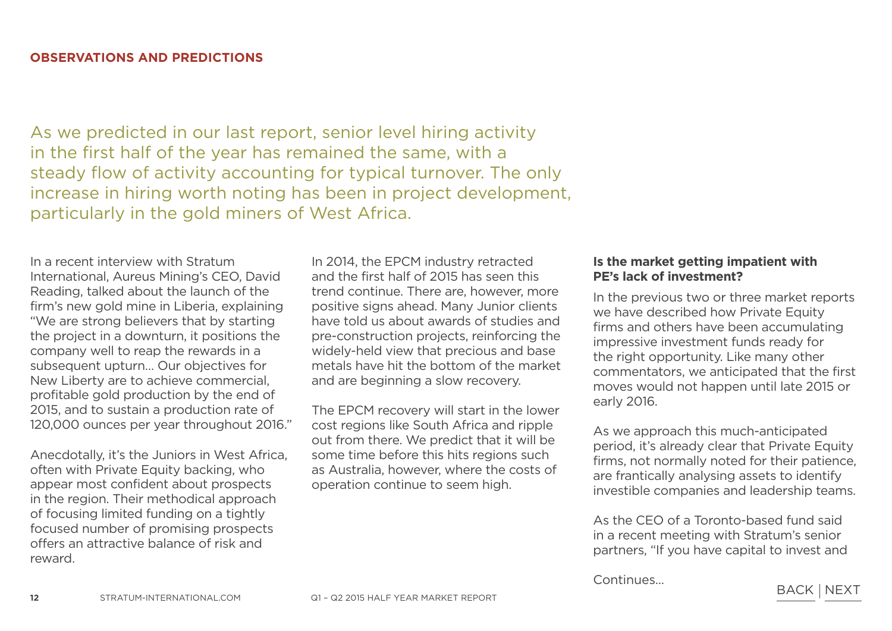## OBSERVATIONS AND PREDICTIONS

As we predicted in our last report, senior level hiring activity in the first half of the year has remained the same, with a steady flow of activity accounting for typical turnover. The only increase in hiring worth noting has been in project development, particularly in the gold miners of West Africa.

In a recent interview with Stratum International, Aureus Mining's CEO, David Reading, talked about the launch of the firm's new gold mine in Liberia, explaining "We are strong believers that by starting the project in a downturn, it positions the company well to reap the rewards in a subsequent upturn... Our objectives for New Liberty are to achieve commercial, profitable gold production by the end of 2015, and to sustain a production rate of 120,000 ounces per year throughout 2016."

Anecdotally, it's the Juniors in West Africa, often with Private Equity backing, who appear most confident about prospects in the region. Their methodical approach of focusing limited funding on a tightly focused number of promising prospects offers an attractive balance of risk and reward.

In 2014, the EPCM industry retracted and the first half of 2015 has seen this trend continue. There are, however, more positive signs ahead. Many Junior clients have told us about awards of studies and pre-construction projects, reinforcing the widely-held view that precious and base metals have hit the bottom of the market and are beginning a slow recovery.

The EPCM recovery will start in the lower cost regions like South Africa and ripple out from there. We predict that it will be some time before this hits regions such as Australia, however, where the costs of operation continue to seem high.

**Is the market getting impatient with PE's lack of investment?**

In the previous two or three market reports we have described how Private Equity firms and others have been accumulating impressive investment funds ready for the right opportunity. Like many other commentators, we anticipated that the first moves would not happen until late 2015 or early 2016.

As we approach this much-anticipated period, it's already clear that Private Equity firms, not normally noted for their patience, are frantically analysing assets to identify investible companies and leadership teams.

As the CEO of a Toronto-based fund said in a recent meeting with Stratum's senior partners, "If you have capital to invest and

Continues...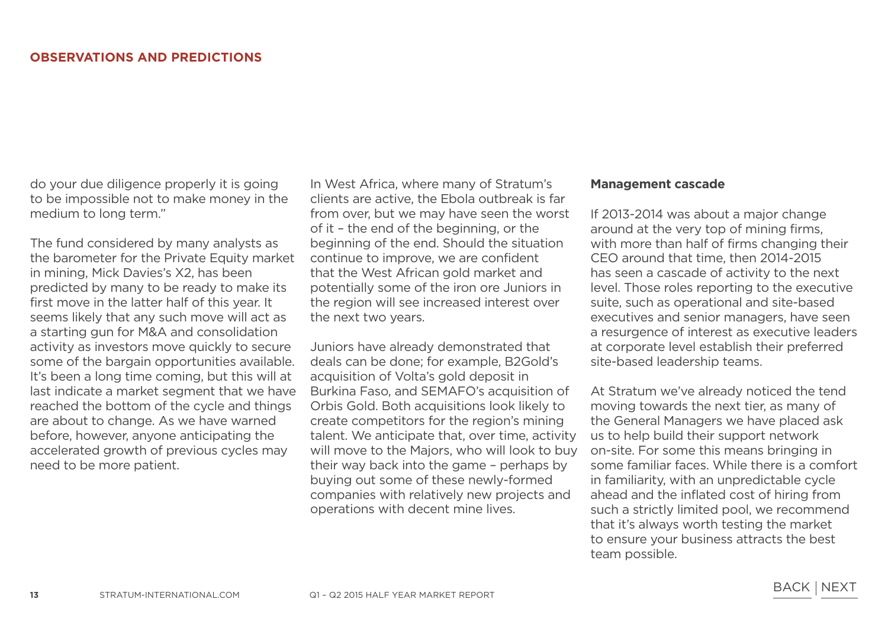## OBSERVATIONS AND PREDICTIONS

do your due diligence properly it is going to be impossible not to make money in the medium to long term."

The fund considered by many analysts as the barometer for the Private Equity market in mining, Mick Davies's X2, has been predicted by many to be ready to make its first move in the latter half of this year. It seems likely that any such move will act as a starting gun for M&A and consolidation activity as investors move quickly to secure some of the bargain opportunities available. It's been a long time coming, but this will at last indicate a market segment that we have reached the bottom of the cycle and things are about to change. As we have warned before, however, anyone anticipating the accelerated growth of previous cycles may need to be more patient.

In West Africa, where many of Stratum's clients are active, the Ebola outbreak is far from over, but we may have seen the worst of it – the end of the beginning, or the beginning of the end. Should the situation continue to improve, we are confident that the West African gold market and potentially some of the iron ore Juniors in the region will see increased interest over the next two years.

Juniors have already demonstrated that deals can be done; for example, B2Gold's acquisition of Volta's gold deposit in Burkina Faso, and SEMAFO's acquisition of Orbis Gold. Both acquisitions look likely to create competitors for the region's mining talent. We anticipate that, over time, activity will move to the Majors, who will look to buy their way back into the game – perhaps by buying out some of these newly-formed companies with relatively new projects and operations with decent mine lives.

**Management cascade**

If 2013-2014 was about a major change around at the very top of mining firms, with more than half of firms changing their CEO around that time, then 2014-2015 has seen a cascade of activity to the next level. Those roles reporting to the executive suite, such as operational and site-based executives and senior managers, have seen a resurgence of interest as executive leaders at corporate level establish their preferred site-based leadership teams.

At Stratum we've already noticed the tend moving towards the next tier, as many of the General Managers we have placed ask us to help build their support network on-site. For some this means bringing in some familiar faces. While there is a comfort in familiarity, with an unpredictable cycle ahead and the inflated cost of hiring from such a strictly limited pool, we recommend that it's always worth testing the market to ensure your business attracts the best team possible.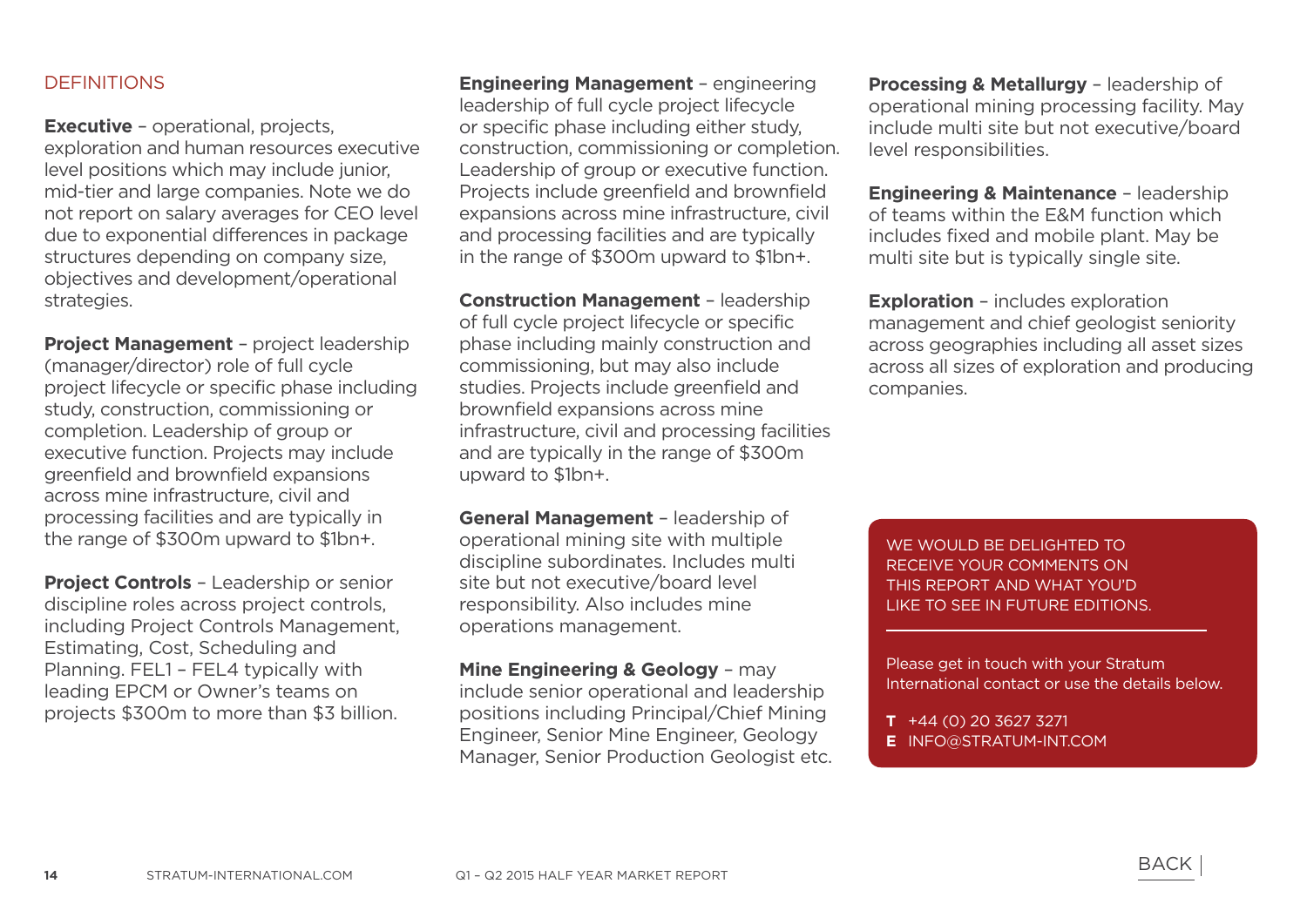## DEFINITIONS

**Executive** – operational, projects, exploration and human resources executive level positions which may include junior, mid-tier and large companies. Note we do not report on salary averages for CEO level due to exponential differences in package structures depending on company size, objectives and development/operational strategies.

**Project Management** – project leadership (manager/director) role of full cycle project lifecycle or specific phase including study, construction, commissioning or completion. Leadership of group or executive function. Projects may include greenfield and brownfield expansions across mine infrastructure, civil and processing facilities and are typically in the range of $300m upward to $1bn+.

**Project Controls** – Leadership or senior discipline roles across project controls, including Project Controls Management, Estimating, Cost, Scheduling and Planning. FEL1 – FEL4 typically with leading EPCM or Owner's teams on projects $300m to more than $3 billion.

**Engineering Management** – engineering leadership of full cycle project lifecycle or specific phase including either study, construction, commissioning or completion. Leadership of group or executive function. Projects include greenfield and brownfield expansions across mine infrastructure, civil and processing facilities and are typically in the range of $300m upward to $1bn+.

**Construction Management** – leadership of full cycle project lifecycle or specific phase including mainly construction and commissioning, but may also include studies. Projects include greenfield and brownfield expansions across mine infrastructure, civil and processing facilities and are typically in the range of $300m upward to $1bn+.

**General Management** – leadership of operational mining site with multiple discipline subordinates. Includes multi site but not executive/board level responsibility. Also includes mine operations management.

**Mine Engineering & Geology** – may include senior operational and leadership positions including Principal/Chief Mining Engineer, Senior Mine Engineer, Geology Manager, Senior Production Geologist etc.

**Processing & Metallurgy** – leadership of operational mining processing facility. May include multi site but not executive/board level responsibilities.

**Engineering & Maintenance** – leadership of teams within the E&M function which includes fixed and mobile plant. May be multi site but is typically single site.

**Exploration** – includes exploration management and chief geologist seniority across geographies including all asset sizes across all sizes of exploration and producing companies.

WE WOULD BE DELIGHTED TO RECEIVE YOUR COMMENTS ON THIS REPORT AND WHAT YOU'D LIKE TO SEE IN FUTURE EDITIONS.

Please get in touch with your Stratum International contact or use the details below.

**T** +44 (0) 20 3627 3271
**E** INFO@STRATUM-INT.COM

BACK